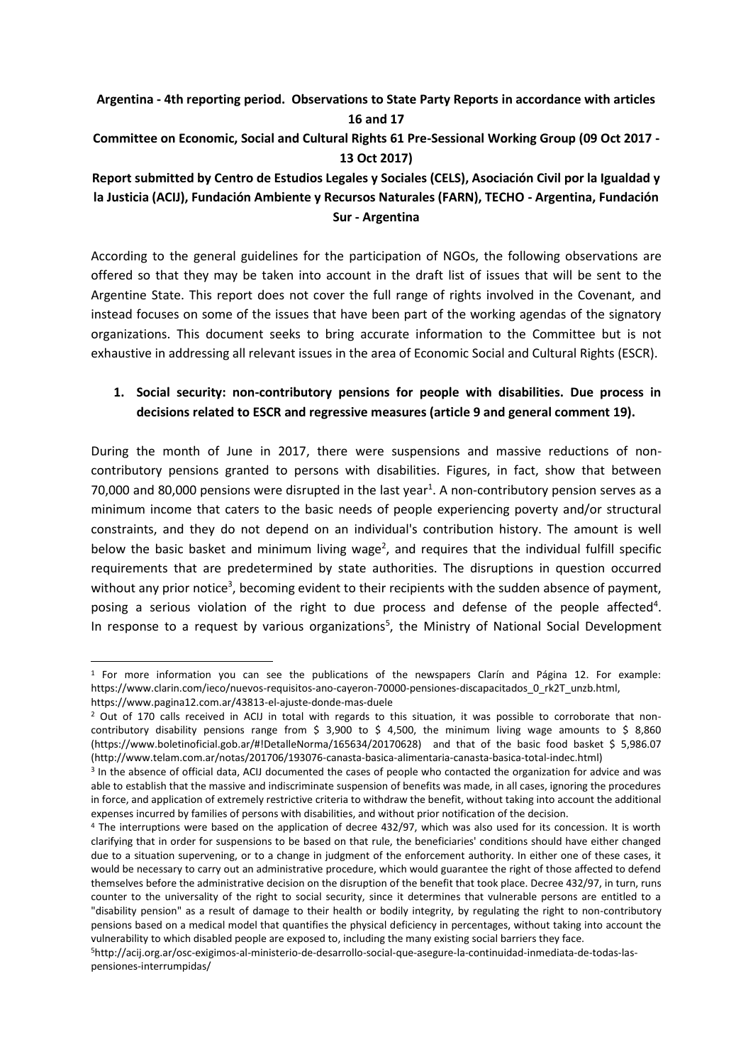**Argentina - 4th reporting period. Observations to State Party Reports in accordance with articles 16 and 17**

**Committee on Economic, Social and Cultural Rights 61 Pre-Sessional Working Group (09 Oct 2017 - 13 Oct 2017)**

**Report submitted by Centro de Estudios Legales y Sociales (CELS), Asociación Civil por la Igualdad y la Justicia (ACIJ), Fundación Ambiente y Recursos Naturales (FARN), TECHO - Argentina, Fundación Sur - Argentina**

According to the general guidelines for the participation of NGOs, the following observations are offered so that they may be taken into account in the draft list of issues that will be sent to the Argentine State. This report does not cover the full range of rights involved in the Covenant, and instead focuses on some of the issues that have been part of the working agendas of the signatory organizations. This document seeks to bring accurate information to the Committee but is not exhaustive in addressing all relevant issues in the area of Economic Social and Cultural Rights (ESCR).

1. **Social security: non-contributory pensions for people with disabilities. Due process in decisions related to ESCR and regressive measures (article 9 and general comment 19).**

During the month of June in 2017, there were suspensions and massive reductions of non-contributory pensions granted to persons with disabilities. Figures, in fact, show that between 70,000 and 80,000 pensions were disrupted in the last year[1]. A non-contributory pension serves as a minimum income that caters to the basic needs of people experiencing poverty and/or structural constraints, and they do not depend on an individual's contribution history. The amount is well below the basic basket and minimum living wage[2], and requires that the individual fulfill specific requirements that are predetermined by state authorities. The disruptions in question occurred without any prior notice[3], becoming evident to their recipients with the sudden absence of payment, posing a serious violation of the right to due process and defense of the people affected[4]. In response to a request by various organizations[5], the Ministry of National Social Development

---

[1] For more information you can see the publications of the newspapers Clarín and Página 12. For example: https://www.clarin.com/ieco/nuevos-requisitos-ano-cayeron-70000-pensiones-discapacitados_0_rk2T_unzb.html, https://www.pagina12.com.ar/43813-el-ajuste-donde-mas-duele

[2] Out of 170 calls received in ACIJ in total with regards to this situation, it was possible to corroborate that non-contributory disability pensions range from $ 3,900 to $ 4,500, the minimum living wage amounts to $ 8,860 (https://www.boletinoficial.gob.ar/#!DetalleNorma/165634/20170628) and that of the basic food basket $ 5,986.07 (http://www.telam.com.ar/notas/201706/193076-canasta-basica-alimentaria-canasta-basica-total-indec.html)

[3] In the absence of official data, ACIJ documented the cases of people who contacted the organization for advice and was able to establish that the massive and indiscriminate suspension of benefits was made, in all cases, ignoring the procedures in force, and application of extremely restrictive criteria to withdraw the benefit, without taking into account the additional expenses incurred by families of persons with disabilities, and without prior notification of the decision.

[4] The interruptions were based on the application of decree 432/97, which was also used for its concession. It is worth clarifying that in order for suspensions to be based on that rule, the beneficiaries' conditions should have either changed due to a situation supervening, or to a change in judgment of the enforcement authority. In either one of these cases, it would be necessary to carry out an administrative procedure, which would guarantee the right of those affected to defend themselves before the administrative decision on the disruption of the benefit that took place. Decree 432/97, in turn, runs counter to the universality of the right to social security, since it determines that vulnerable persons are entitled to a "disability pension" as a result of damage to their health or bodily integrity, by regulating the right to non-contributory pensions based on a medical model that quantifies the physical deficiency in percentages, without taking into account the vulnerability to which disabled people are exposed to, including the many existing social barriers they face.

[5] http://acij.org.ar/osc-exigimos-al-ministerio-de-desarrollo-social-que-asegure-la-continuidad-inmediata-de-todas-las-pensiones-interrumpidas/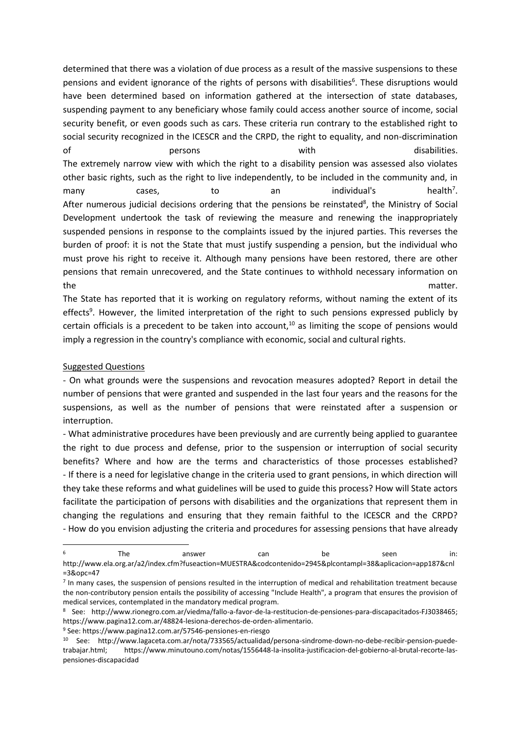determined that there was a violation of due process as a result of the massive suspensions to these pensions and evident ignorance of the rights of persons with disabilities[6]. These disruptions would have been determined based on information gathered at the intersection of state databases, suspending payment to any beneficiary whose family could access another source of income, social security benefit, or even goods such as cars. These criteria run contrary to the established right to social security recognized in the ICESCR and the CRPD, the right to equality, and non-discrimination of persons with disabilities.

The extremely narrow view with which the right to a disability pension was assessed also violates other basic rights, such as the right to live independently, to be included in the community and, in many cases, to an individual's health[7].

After numerous judicial decisions ordering that the pensions be reinstated[8], the Ministry of Social Development undertook the task of reviewing the measure and renewing the inappropriately suspended pensions in response to the complaints issued by the injured parties. This reverses the burden of proof: it is not the State that must justify suspending a pension, but the individual who must prove his right to receive it. Although many pensions have been restored, there are other pensions that remain unrecovered, and the State continues to withhold necessary information on the matter.

The State has reported that it is working on regulatory reforms, without naming the extent of its effects[9]. However, the limited interpretation of the right to such pensions expressed publicly by certain officials is a precedent to be taken into account,[10] as limiting the scope of pensions would imply a regression in the country's compliance with economic, social and cultural rights.

Suggested Questions

- On what grounds were the suspensions and revocation measures adopted? Report in detail the number of pensions that were granted and suspended in the last four years and the reasons for the suspensions, as well as the number of pensions that were reinstated after a suspension or interruption.
- What administrative procedures have been previously and are currently being applied to guarantee the right to due process and defense, prior to the suspension or interruption of social security benefits? Where and how are the terms and characteristics of those processes established?
- If there is a need for legislative change in the criteria used to grant pensions, in which direction will they take these reforms and what guidelines will be used to guide this process? How will State actors facilitate the participation of persons with disabilities and the organizations that represent them in changing the regulations and ensuring that they remain faithful to the ICESCR and the CRPD?
- How do you envision adjusting the criteria and procedures for assessing pensions that have already

[6] The answer can be seen in: http://www.ela.org.ar/a2/index.cfm?fuseaction=MUESTRA&codcontenido=2945&plcontampl=38&aplicacion=app187&cnl=3&opc=47

[7] In many cases, the suspension of pensions resulted in the interruption of medical and rehabilitation treatment because the non-contributory pension entails the possibility of accessing "Include Health", a program that ensures the provision of medical services, contemplated in the mandatory medical program.

[8] See: http://www.rionegro.com.ar/viedma/fallo-a-favor-de-la-restitucion-de-pensiones-para-discapacitados-FJ3038465; https://www.pagina12.com.ar/48824-lesiona-derechos-de-orden-alimentario.

[9] See: https://www.pagina12.com.ar/57546-pensiones-en-riesgo

[10] See: http://www.lagaceta.com.ar/nota/733565/actualidad/persona-sindrome-down-no-debe-recibir-pension-puede-trabajar.html; https://www.minutouno.com/notas/1556448-la-insolita-justificacion-del-gobierno-al-brutal-recorte-las-pensiones-discapacidad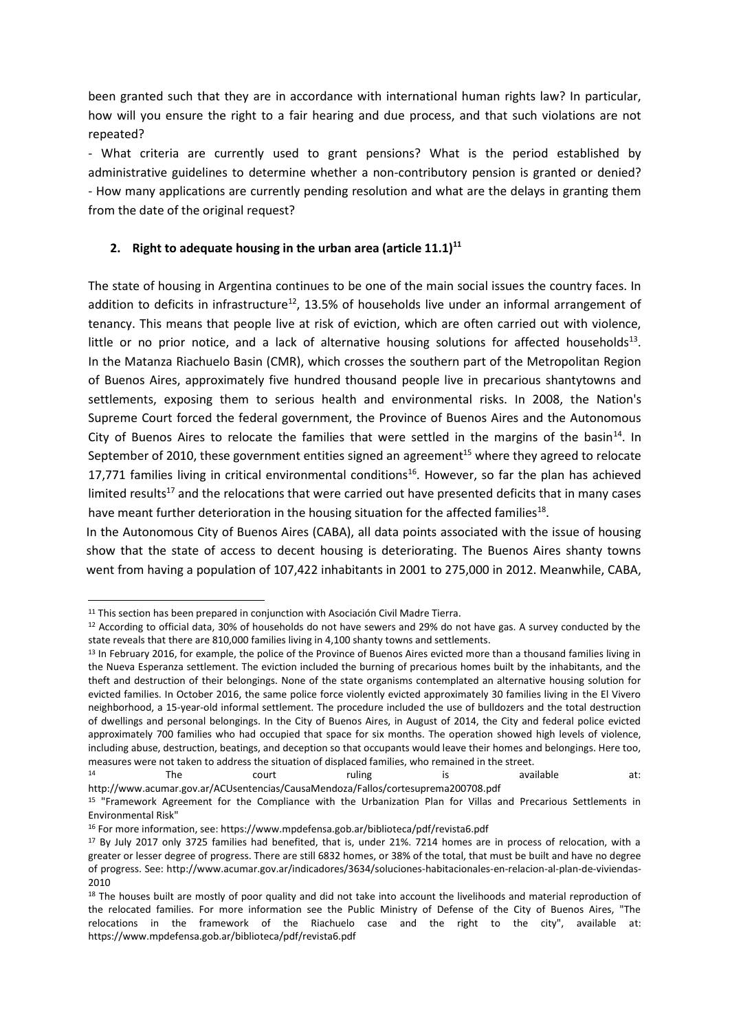been granted such that they are in accordance with international human rights law? In particular, how will you ensure the right to a fair hearing and due process, and that such violations are not repeated?

- What criteria are currently used to grant pensions? What is the period established by administrative guidelines to determine whether a non-contributory pension is granted or denied?
- How many applications are currently pending resolution and what are the delays in granting them from the date of the original request?

## 2. Right to adequate housing in the urban area (article 11.1)[11]

The state of housing in Argentina continues to be one of the main social issues the country faces. In addition to deficits in infrastructure[12], 13.5% of households live under an informal arrangement of tenancy. This means that people live at risk of eviction, which are often carried out with violence, little or no prior notice, and a lack of alternative housing solutions for affected households[13]. In the Matanza Riachuelo Basin (CMR), which crosses the southern part of the Metropolitan Region of Buenos Aires, approximately five hundred thousand people live in precarious shantytowns and settlements, exposing them to serious health and environmental risks. In 2008, the Nation's Supreme Court forced the federal government, the Province of Buenos Aires and the Autonomous City of Buenos Aires to relocate the families that were settled in the margins of the basin[14]. In September of 2010, these government entities signed an agreement[15] where they agreed to relocate 17,771 families living in critical environmental conditions[16]. However, so far the plan has achieved limited results[17] and the relocations that were carried out have presented deficits that in many cases have meant further deterioration in the housing situation for the affected families[18].

In the Autonomous City of Buenos Aires (CABA), all data points associated with the issue of housing show that the state of access to decent housing is deteriorating. The Buenos Aires shanty towns went from having a population of 107,422 inhabitants in 2001 to 275,000 in 2012. Meanwhile, CABA,

---

[11] This section has been prepared in conjunction with Asociación Civil Madre Tierra.

[12] According to official data, 30% of households do not have sewers and 29% do not have gas. A survey conducted by the state reveals that there are 810,000 families living in 4,100 shanty towns and settlements.

[13] In February 2016, for example, the police of the Province of Buenos Aires evicted more than a thousand families living in the Nueva Esperanza settlement. The eviction included the burning of precarious homes built by the inhabitants, and the theft and destruction of their belongings. None of the state organisms contemplated an alternative housing solution for evicted families. In October 2016, the same police force violently evicted approximately 30 families living in the El Vivero neighborhood, a 15-year-old informal settlement. The procedure included the use of bulldozers and the total destruction of dwellings and personal belongings. In the City of Buenos Aires, in August of 2014, the City and federal police evicted approximately 700 families who had occupied that space for six months. The operation showed high levels of violence, including abuse, destruction, beatings, and deception so that occupants would leave their homes and belongings. Here too, measures were not taken to address the situation of displaced families, who remained in the street.

[14] The court ruling is available at: http://www.acumar.gov.ar/ACUsentencias/CausaMendoza/Fallos/cortesuprema200708.pdf

[15] "Framework Agreement for the Compliance with the Urbanization Plan for Villas and Precarious Settlements in Environmental Risk"

[16] For more information, see: https://www.mpdefensa.gob.ar/biblioteca/pdf/revista6.pdf

[17] By July 2017 only 3725 families had benefited, that is, under 21%. 7214 homes are in process of relocation, with a greater or lesser degree of progress. There are still 6832 homes, or 38% of the total, that must be built and have no degree of progress. See: http://www.acumar.gov.ar/indicadores/3634/soluciones-habitacionales-en-relacion-al-plan-de-viviendas-2010

[18] The houses built are mostly of poor quality and did not take into account the livelihoods and material reproduction of the relocated families. For more information see the Public Ministry of Defense of the City of Buenos Aires, "The relocations in the framework of the Riachuelo case and the right to the city", available at: https://www.mpdefensa.gob.ar/biblioteca/pdf/revista6.pdf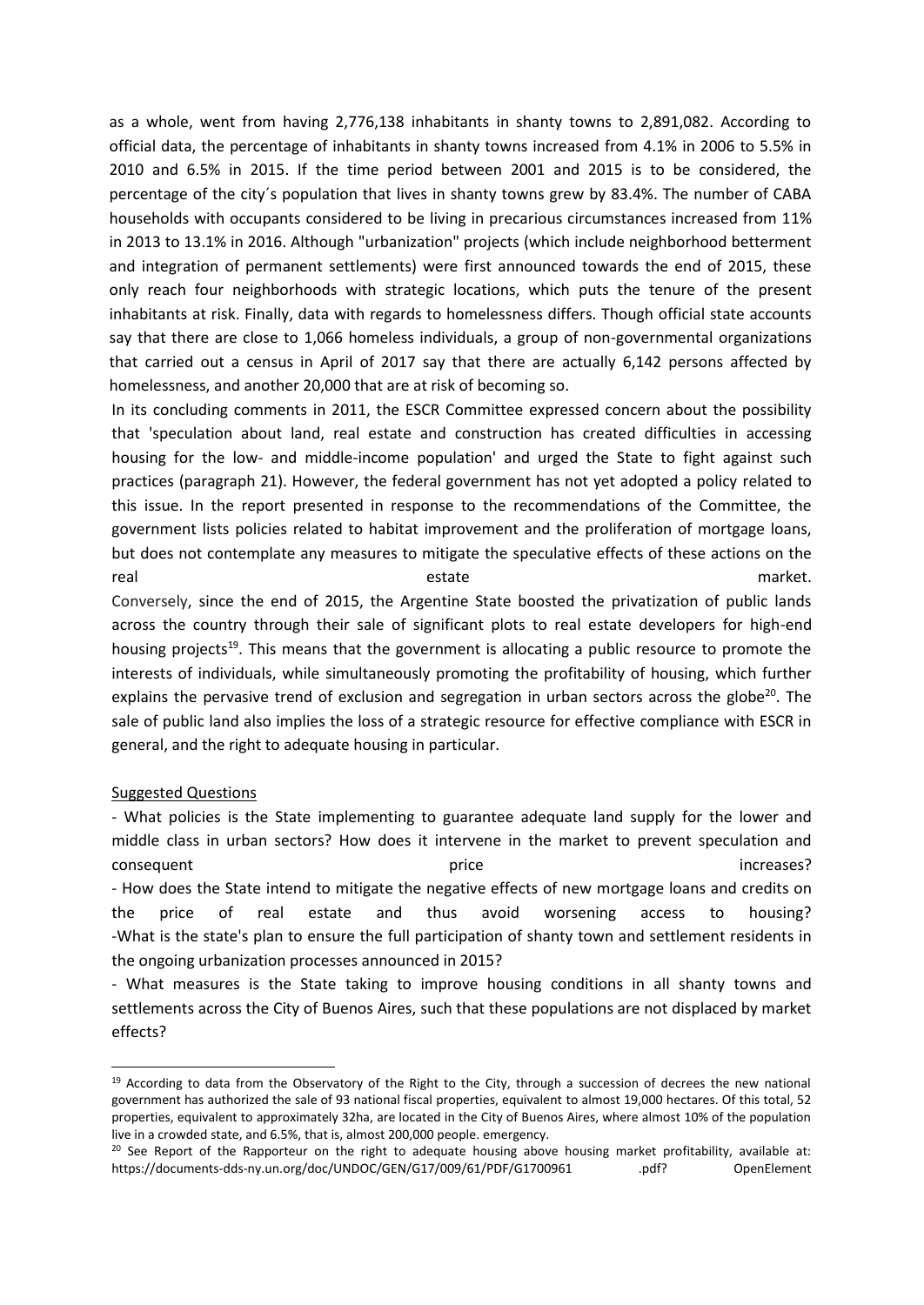as a whole, went from having 2,776,138 inhabitants in shanty towns to 2,891,082. According to official data, the percentage of inhabitants in shanty towns increased from 4.1% in 2006 to 5.5% in 2010 and 6.5% in 2015. If the time period between 2001 and 2015 is to be considered, the percentage of the city´s population that lives in shanty towns grew by 83.4%. The number of CABA households with occupants considered to be living in precarious circumstances increased from 11% in 2013 to 13.1% in 2016. Although "urbanization" projects (which include neighborhood betterment and integration of permanent settlements) were first announced towards the end of 2015, these only reach four neighborhoods with strategic locations, which puts the tenure of the present inhabitants at risk. Finally, data with regards to homelessness differs. Though official state accounts say that there are close to 1,066 homeless individuals, a group of non-governmental organizations that carried out a census in April of 2017 say that there are actually 6,142 persons affected by homelessness, and another 20,000 that are at risk of becoming so.

In its concluding comments in 2011, the ESCR Committee expressed concern about the possibility that 'speculation about land, real estate and construction has created difficulties in accessing housing for the low- and middle-income population' and urged the State to fight against such practices (paragraph 21). However, the federal government has not yet adopted a policy related to this issue. In the report presented in response to the recommendations of the Committee, the government lists policies related to habitat improvement and the proliferation of mortgage loans, but does not contemplate any measures to mitigate the speculative effects of these actions on the real estate market.

Conversely, since the end of 2015, the Argentine State boosted the privatization of public lands across the country through their sale of significant plots to real estate developers for high-end housing projects[19]. This means that the government is allocating a public resource to promote the interests of individuals, while simultaneously promoting the profitability of housing, which further explains the pervasive trend of exclusion and segregation in urban sectors across the globe[20]. The sale of public land also implies the loss of a strategic resource for effective compliance with ESCR in general, and the right to adequate housing in particular.

Suggested Questions

- What policies is the State implementing to guarantee adequate land supply for the lower and middle class in urban sectors? How does it intervene in the market to prevent speculation and consequent price increases?
- How does the State intend to mitigate the negative effects of new mortgage loans and credits on the price of real estate and thus avoid worsening access to housing?
- What is the state's plan to ensure the full participation of shanty town and settlement residents in the ongoing urbanization processes announced in 2015?
- What measures is the State taking to improve housing conditions in all shanty towns and settlements across the City of Buenos Aires, such that these populations are not displaced by market effects?

[19] According to data from the Observatory of the Right to the City, through a succession of decrees the new national government has authorized the sale of 93 national fiscal properties, equivalent to almost 19,000 hectares. Of this total, 52 properties, equivalent to approximately 32ha, are located in the City of Buenos Aires, where almost 10% of the population live in a crowded state, and 6.5%, that is, almost 200,000 people. emergency.

[20] See Report of the Rapporteur on the right to adequate housing above housing market profitability, available at: https://documents-dds-ny.un.org/doc/UNDOC/GEN/G17/009/61/PDF/G1700961 .pdf? OpenElement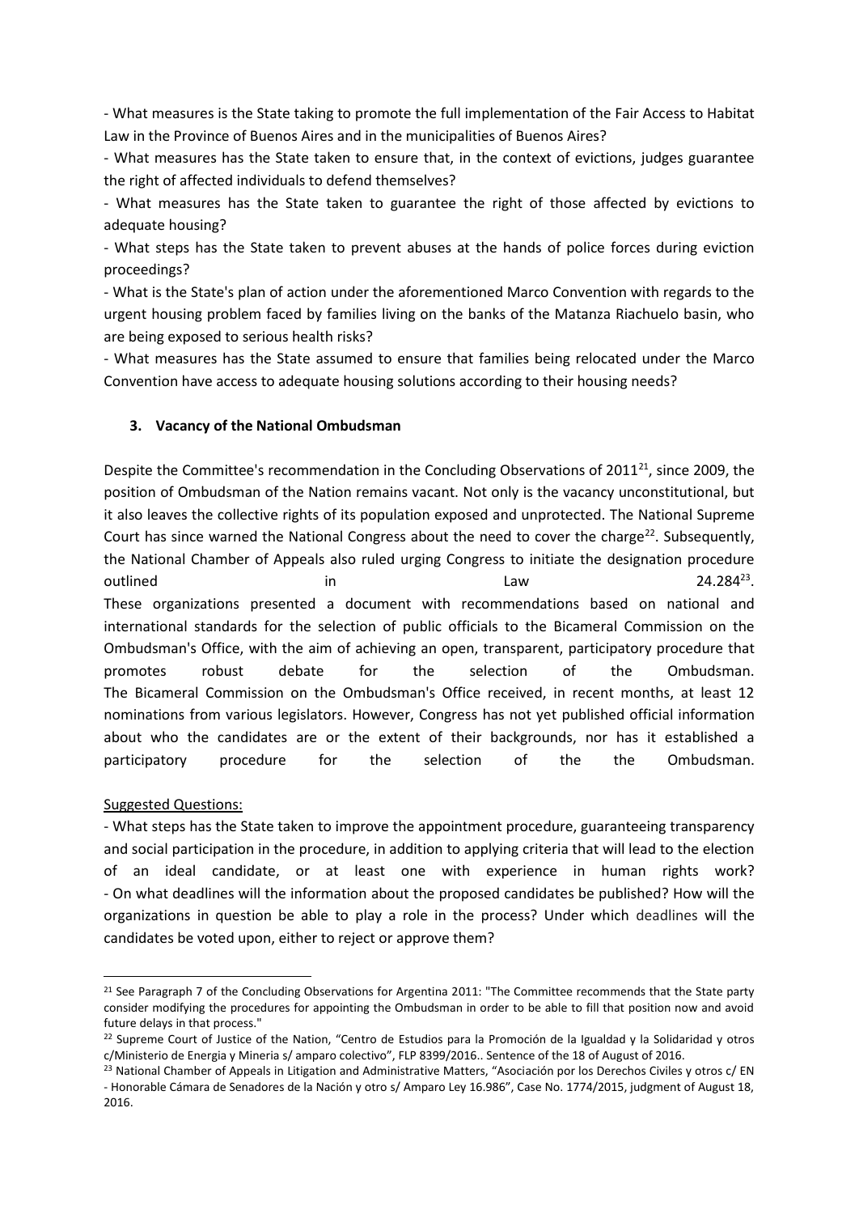- What measures is the State taking to promote the full implementation of the Fair Access to Habitat Law in the Province of Buenos Aires and in the municipalities of Buenos Aires?
- What measures has the State taken to ensure that, in the context of evictions, judges guarantee the right of affected individuals to defend themselves?
- What measures has the State taken to guarantee the right of those affected by evictions to adequate housing?
- What steps has the State taken to prevent abuses at the hands of police forces during eviction proceedings?
- What is the State's plan of action under the aforementioned Marco Convention with regards to the urgent housing problem faced by families living on the banks of the Matanza Riachuelo basin, who are being exposed to serious health risks?
- What measures has the State assumed to ensure that families being relocated under the Marco Convention have access to adequate housing solutions according to their housing needs?

### 3. Vacancy of the National Ombudsman

Despite the Committee's recommendation in the Concluding Observations of 2011[21], since 2009, the position of Ombudsman of the Nation remains vacant. Not only is the vacancy unconstitutional, but it also leaves the collective rights of its population exposed and unprotected. The National Supreme Court has since warned the National Congress about the need to cover the charge[22]. Subsequently, the National Chamber of Appeals also ruled urging Congress to initiate the designation procedure outlined in Law 24.284[23].

These organizations presented a document with recommendations based on national and international standards for the selection of public officials to the Bicameral Commission on the Ombudsman's Office, with the aim of achieving an open, transparent, participatory procedure that promotes robust debate for the selection of the Ombudsman.

The Bicameral Commission on the Ombudsman's Office received, in recent months, at least 12 nominations from various legislators. However, Congress has not yet published official information about who the candidates are or the extent of their backgrounds, nor has it established a participatory procedure for the selection of the the Ombudsman.

Suggested Questions:

- What steps has the State taken to improve the appointment procedure, guaranteeing transparency and social participation in the procedure, in addition to applying criteria that will lead to the election of an ideal candidate, or at least one with experience in human rights work?
- On what deadlines will the information about the proposed candidates be published? How will the organizations in question be able to play a role in the process? Under which deadlines will the candidates be voted upon, either to reject or approve them?

---

[21] See Paragraph 7 of the Concluding Observations for Argentina 2011: "The Committee recommends that the State party consider modifying the procedures for appointing the Ombudsman in order to be able to fill that position now and avoid future delays in that process."

[22] Supreme Court of Justice of the Nation, "Centro de Estudios para la Promoción de la Igualdad y la Solidaridad y otros c/Ministerio de Energia y Mineria s/ amparo colectivo", FLP 8399/2016.. Sentence of the 18 of August of 2016.

[23] National Chamber of Appeals in Litigation and Administrative Matters, "Asociación por los Derechos Civiles y otros c/ EN - Honorable Cámara de Senadores de la Nación y otro s/ Amparo Ley 16.986", Case No. 1774/2015, judgment of August 18, 2016.